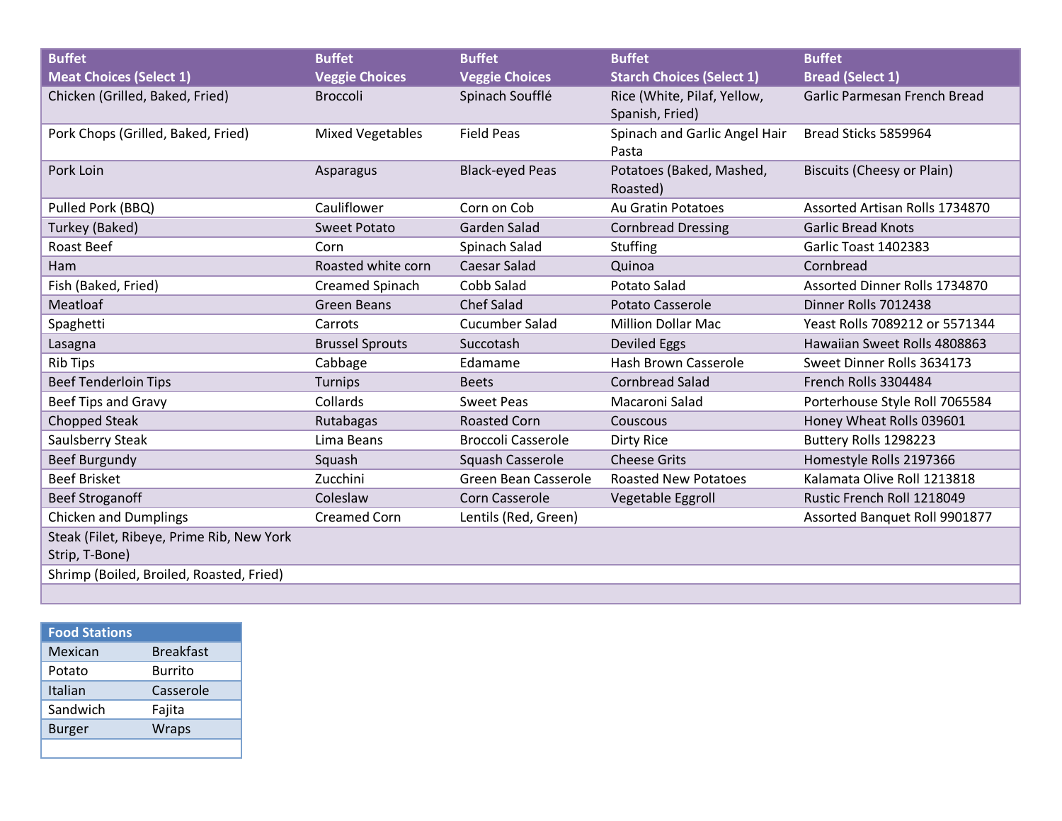| Buffet<br>Meat Choices (Select 1) | Buffet<br>Veggie Choices | Buffet<br>Veggie Choices | Buffet<br>Starch Choices (Select 1) | Buffet<br>Bread (Select 1) |
|---|---|---|---|---|
| Chicken (Grilled, Baked, Fried) | Broccoli | Spinach Soufflé | Rice (White, Pilaf, Yellow, Spanish, Fried) | Garlic Parmesan French Bread |
| Pork Chops (Grilled, Baked, Fried) | Mixed Vegetables | Field Peas | Spinach and Garlic Angel Hair Pasta | Bread Sticks 5859964 |
| Pork Loin | Asparagus | Black-eyed Peas | Potatoes (Baked, Mashed, Roasted) | Biscuits (Cheesy or Plain) |
| Pulled Pork (BBQ) | Cauliflower | Corn on Cob | Au Gratin Potatoes | Assorted Artisan Rolls 1734870 |
| Turkey (Baked) | Sweet Potato | Garden Salad | Cornbread Dressing | Garlic Bread Knots |
| Roast Beef | Corn | Spinach Salad | Stuffing | Garlic Toast 1402383 |
| Ham | Roasted white corn | Caesar Salad | Quinoa | Cornbread |
| Fish (Baked, Fried) | Creamed Spinach | Cobb Salad | Potato Salad | Assorted Dinner Rolls 1734870 |
| Meatloaf | Green Beans | Chef Salad | Potato Casserole | Dinner Rolls 7012438 |
| Spaghetti | Carrots | Cucumber Salad | Million Dollar Mac | Yeast Rolls 7089212 or 5571344 |
| Lasagna | Brussel Sprouts | Succotash | Deviled Eggs | Hawaiian Sweet Rolls 4808863 |
| Rib Tips | Cabbage | Edamame | Hash Brown Casserole | Sweet Dinner Rolls 3634173 |
| Beef Tenderloin Tips | Turnips | Beets | Cornbread Salad | French Rolls 3304484 |
| Beef Tips and Gravy | Collards | Sweet Peas | Macaroni Salad | Porterhouse Style Roll 7065584 |
| Chopped Steak | Rutabagas | Roasted Corn | Couscous | Honey Wheat Rolls 039601 |
| Saulsberry Steak | Lima Beans | Broccoli Casserole | Dirty Rice | Buttery Rolls 1298223 |
| Beef Burgundy | Squash | Squash Casserole | Cheese Grits | Homestyle Rolls 2197366 |
| Beef Brisket | Zucchini | Green Bean Casserole | Roasted New Potatoes | Kalamata Olive Roll 1213818 |
| Beef Stroganoff | Coleslaw | Corn Casserole | Vegetable Eggroll | Rustic French Roll 1218049 |
| Chicken and Dumplings | Creamed Corn | Lentils (Red, Green) | | Assorted Banquet Roll 9901877 |
| Steak (Filet, Ribeye, Prime Rib, New York Strip, T-Bone) | | | | |
| Shrimp (Boiled, Broiled, Roasted, Fried) | | | | |
| | | | | |

| Food Stations | |
|---|---|
| Mexican | Breakfast |
| Potato | Burrito |
| Italian | Casserole |
| Sandwich | Fajita |
| Burger | Wraps |
| | |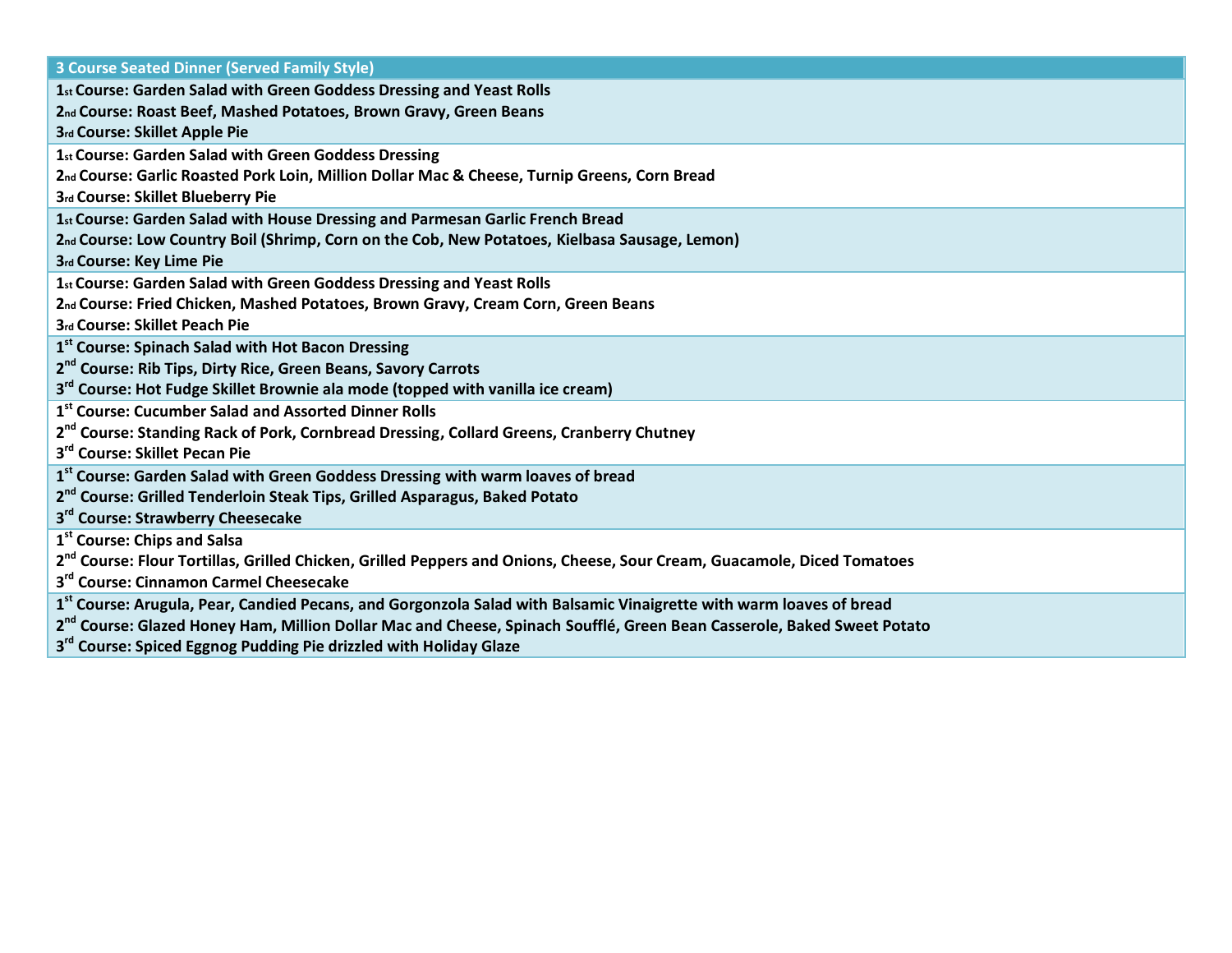| 3 Course Seated Dinner (Served Family Style) |
|---|
| 1st Course: Garden Salad with Green Goddess Dressing and Yeast Rolls<br>2nd Course: Roast Beef, Mashed Potatoes, Brown Gravy, Green Beans<br>3rd Course: Skillet Apple Pie |
| 1st Course: Garden Salad with Green Goddess Dressing<br>2nd Course: Garlic Roasted Pork Loin, Million Dollar Mac & Cheese, Turnip Greens, Corn Bread<br>3rd Course: Skillet Blueberry Pie |
| 1st Course: Garden Salad with House Dressing and Parmesan Garlic French Bread<br>2nd Course: Low Country Boil (Shrimp, Corn on the Cob, New Potatoes, Kielbasa Sausage, Lemon)<br>3rd Course: Key Lime Pie |
| 1st Course: Garden Salad with Green Goddess Dressing and Yeast Rolls<br>2nd Course: Fried Chicken, Mashed Potatoes, Brown Gravy, Cream Corn, Green Beans<br>3rd Course: Skillet Peach Pie |
| 1st Course: Spinach Salad with Hot Bacon Dressing<br>2nd Course: Rib Tips, Dirty Rice, Green Beans, Savory Carrots<br>3rd Course: Hot Fudge Skillet Brownie ala mode (topped with vanilla ice cream) |
| 1st Course: Cucumber Salad and Assorted Dinner Rolls<br>2nd Course: Standing Rack of Pork, Cornbread Dressing, Collard Greens, Cranberry Chutney<br>3rd Course: Skillet Pecan Pie |
| 1st Course: Garden Salad with Green Goddess Dressing with warm loaves of bread<br>2nd Course: Grilled Tenderloin Steak Tips, Grilled Asparagus, Baked Potato<br>3rd Course: Strawberry Cheesecake |
| 1st Course: Chips and Salsa<br>2nd Course: Flour Tortillas, Grilled Chicken, Grilled Peppers and Onions, Cheese, Sour Cream, Guacamole, Diced Tomatoes<br>3rd Course: Cinnamon Carmel Cheesecake |
| 1st Course: Arugula, Pear, Candied Pecans, and Gorgonzola Salad with Balsamic Vinaigrette with warm loaves of bread<br>2nd Course: Glazed Honey Ham, Million Dollar Mac and Cheese, Spinach Soufflé, Green Bean Casserole, Baked Sweet Potato<br>3rd Course: Spiced Eggnog Pudding Pie drizzled with Holiday Glaze |